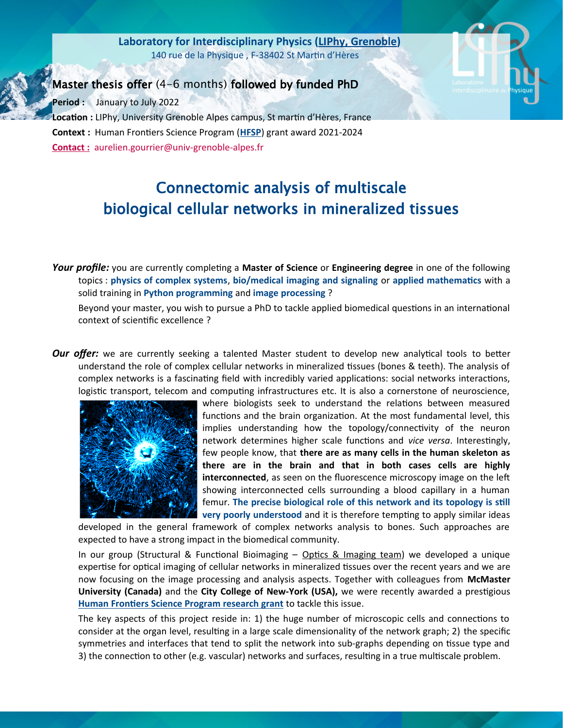**Laboratory for Interdisciplinary Physics (LIPhy, Grenoble)**
140 rue de la Physique , F-38402 St Martin d'Hères

Master thesis offer (4–6 months) followed by funded PhD

**Period :** January to July 2022
**Location :** LIPhy, University Grenoble Alpes campus, St martin d'Hères, France
**Context :** Human Frontiers Science Program (**HFSP**) grant award 2021-2024
**Contact :** aurelien.gourrier@univ-grenoble-alpes.fr

# Connectomic analysis of multiscale biological cellular networks in mineralized tissues

***Your profile:*** you are currently completing a **Master of Science** or **Engineering degree** in one of the following topics : **physics of complex systems**, **bio/medical imaging and signaling** or **applied mathematics** with a solid training in **Python programming** and **image processing** ?

Beyond your master, you wish to pursue a PhD to tackle applied biomedical questions in an international context of scientific excellence ?

***Our offer:*** we are currently seeking a talented Master student to develop new analytical tools to better understand the role of complex cellular networks in mineralized tissues (bones & teeth). The analysis of complex networks is a fascinating field with incredibly varied applications: social networks interactions, logistic transport, telecom and computing infrastructures etc. It is also a cornerstone of neuroscience, where biologists seek to understand the relations between measured functions and the brain organization. At the most fundamental level, this implies understanding how the topology/connectivity of the neuron network determines higher scale functions and *vice versa*. Interestingly, few people know, that **there are as many cells in the human skeleton as there are in the brain and that in both cases cells are highly interconnected**, as seen on the fluorescence microscopy image on the left showing interconnected cells surrounding a blood capillary in a human femur. **The precise biological role of this network and its topology is still very poorly understood** and it is therefore tempting to apply similar ideas developed in the general framework of complex networks analysis to bones. Such approaches are expected to have a strong impact in the biomedical community.

In our group (Structural & Functional Bioimaging – Optics & Imaging team) we developed a unique expertise for optical imaging of cellular networks in mineralized tissues over the recent years and we are now focusing on the image processing and analysis aspects. Together with colleagues from **McMaster University (Canada)** and the **City College of New-York (USA),** we were recently awarded a prestigious **Human Frontiers Science Program research grant** to tackle this issue.

The key aspects of this project reside in: 1) the huge number of microscopic cells and connections to consider at the organ level, resulting in a large scale dimensionality of the network graph; 2) the specific symmetries and interfaces that tend to split the network into sub-graphs depending on tissue type and 3) the connection to other (e.g. vascular) networks and surfaces, resulting in a true multiscale problem.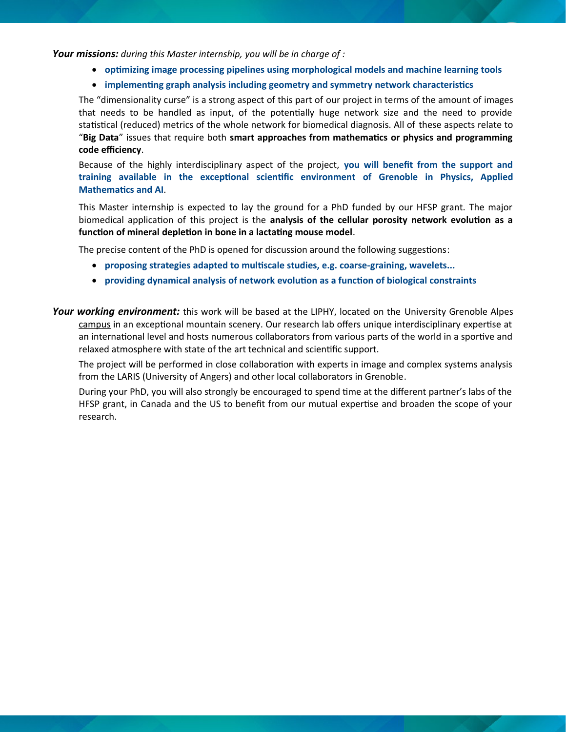***Your missions:*** *during this Master internship, you will be in charge of :*

- **optimizing image processing pipelines using morphological models and machine learning tools**
- **implementing graph analysis including geometry and symmetry network characteristics**

The "dimensionality curse" is a strong aspect of this part of our project in terms of the amount of images that needs to be handled as input, of the potentially huge network size and the need to provide statistical (reduced) metrics of the whole network for biomedical diagnosis. All of these aspects relate to "**Big Data**" issues that require both **smart approaches from mathematics or physics and programming code efficiency**.

Because of the highly interdisciplinary aspect of the project, **you will benefit from the support and training available in the exceptional scientific environment of Grenoble in Physics, Applied Mathematics and AI**.

This Master internship is expected to lay the ground for a PhD funded by our HFSP grant. The major biomedical application of this project is the **analysis of the cellular porosity network evolution as a function of mineral depletion in bone in a lactating mouse model**.

The precise content of the PhD is opened for discussion around the following suggestions:

- **proposing strategies adapted to multiscale studies, e.g. coarse-graining, wavelets...**
- **providing dynamical analysis of network evolution as a function of biological constraints**

***Your working environment:*** this work will be based at the LIPHY, located on the University Grenoble Alpes campus in an exceptional mountain scenery. Our research lab offers unique interdisciplinary expertise at an international level and hosts numerous collaborators from various parts of the world in a sportive and relaxed atmosphere with state of the art technical and scientific support.

The project will be performed in close collaboration with experts in image and complex systems analysis from the LARIS (University of Angers) and other local collaborators in Grenoble.

During your PhD, you will also strongly be encouraged to spend time at the different partner's labs of the HFSP grant, in Canada and the US to benefit from our mutual expertise and broaden the scope of your research.